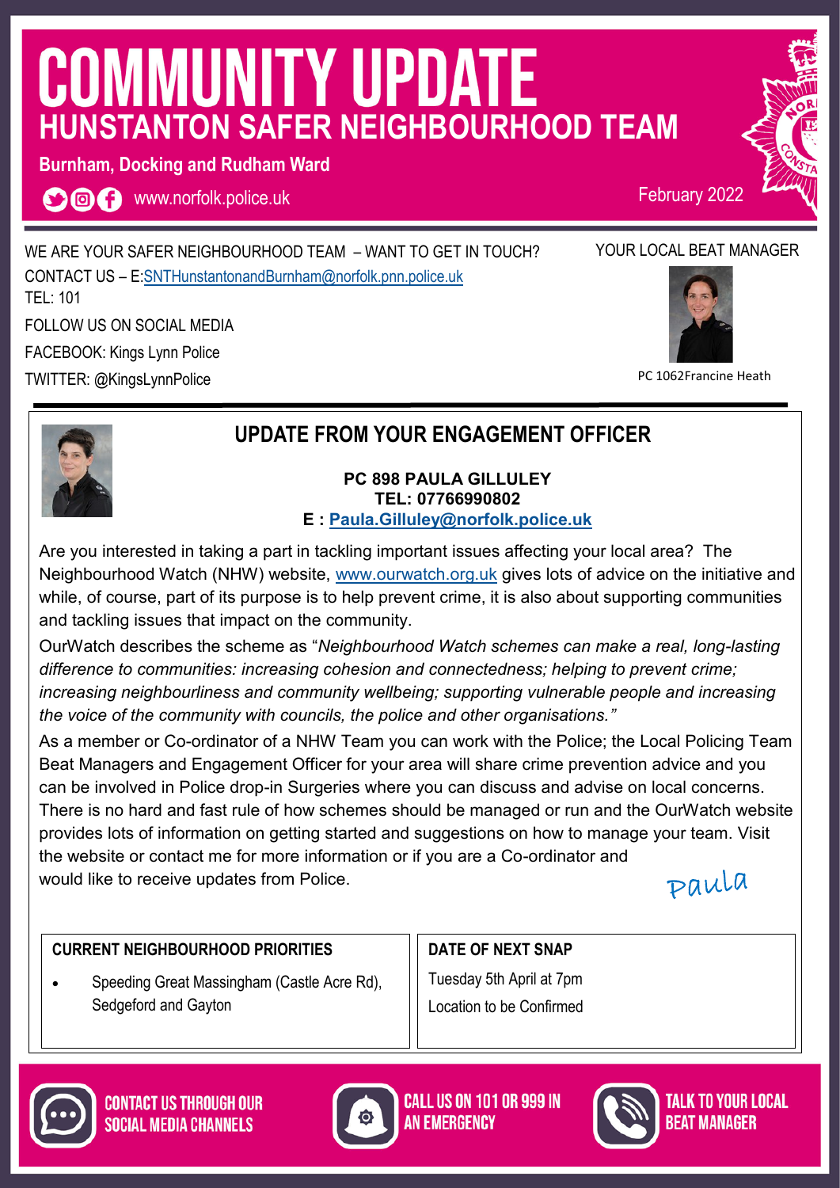# COMMUNITY UPDATE

## HUNSTANTON SAFER NEIGHBOURHOOD TEAM

**Burnham, Docking and Rudham Ward**

www.norfolk.police.uk

February 2022

WE ARE YOUR SAFER NEIGHBOURHOOD TEAM – WANT TO GET IN TOUCH?

CONTACT US – E:SNTHunstantonandBurnham@norfolk.pnn.police.uk

TEL: 101

FOLLOW US ON SOCIAL MEDIA

FACEBOOK: Kings Lynn Police

TWITTER: @KingsLynnPolice

YOUR LOCAL BEAT MANAGER

PC 1062Francine Heath

## UPDATE FROM YOUR ENGAGEMENT OFFICER

**PC 898 PAULA GILLULEY**
**TEL: 07766990802**
**E : Paula.Gilluley@norfolk.police.uk**

Are you interested in taking a part in tackling important issues affecting your local area? The Neighbourhood Watch (NHW) website, www.ourwatch.org.uk gives lots of advice on the initiative and while, of course, part of its purpose is to help prevent crime, it is also about supporting communities and tackling issues that impact on the community.

OurWatch describes the scheme as "*Neighbourhood Watch schemes can make a real, long-lasting difference to communities: increasing cohesion and connectedness; helping to prevent crime; increasing neighbourliness and community wellbeing; supporting vulnerable people and increasing the voice of the community with councils, the police and other organisations.*"

As a member or Co-ordinator of a NHW Team you can work with the Police; the Local Policing Team Beat Managers and Engagement Officer for your area will share crime prevention advice and you can be involved in Police drop-in Surgeries where you can discuss and advise on local concerns. There is no hard and fast rule of how schemes should be managed or run and the OurWatch website provides lots of information on getting started and suggestions on how to manage your team. Visit the website or contact me for more information or if you are a Co-ordinator and would like to receive updates from Police.

Paula

**CURRENT NEIGHBOURHOOD PRIORITIES**

- Speeding Great Massingham (Castle Acre Rd), Sedgeford and Gayton

**DATE OF NEXT SNAP**

Tuesday 5th April at 7pm

Location to be Confirmed

CONTACT US THROUGH OUR SOCIAL MEDIA CHANNELS

CALL US ON 101 OR 999 IN AN EMERGENCY

TALK TO YOUR LOCAL BEAT MANAGER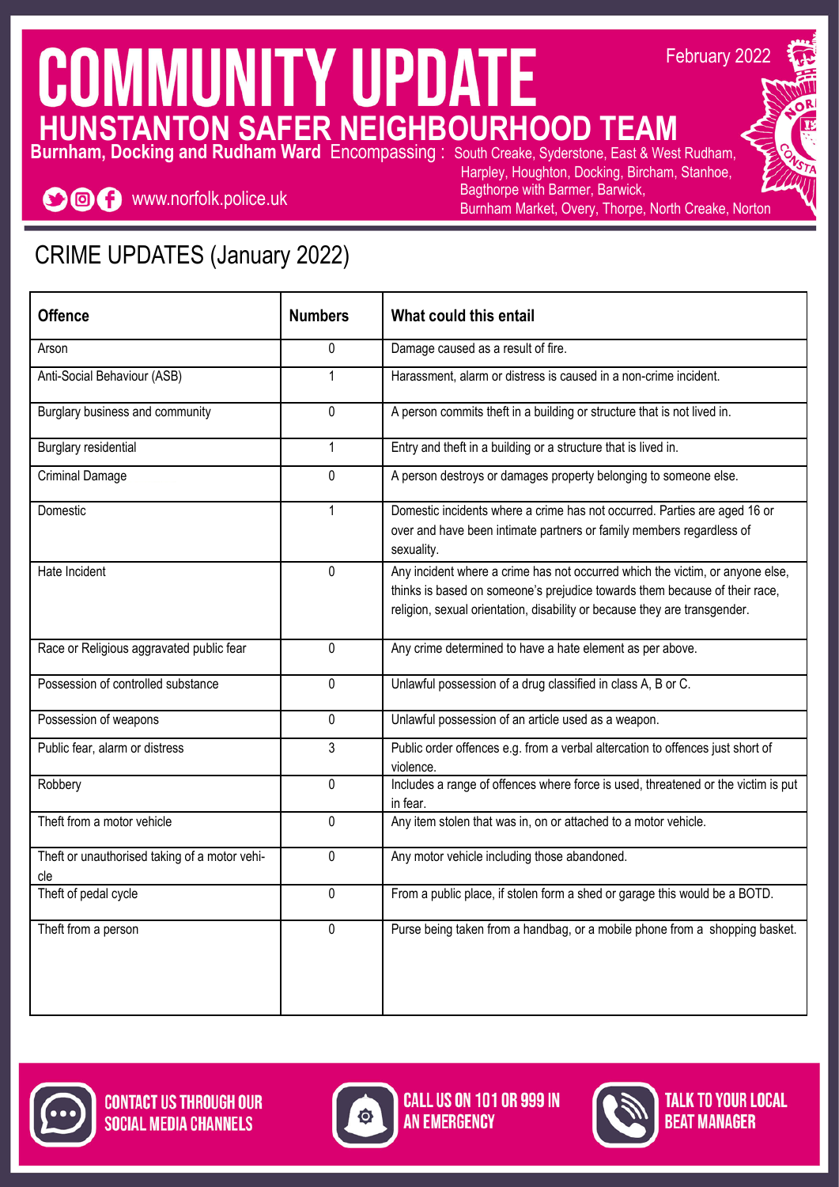# COMMUNITY UPDATE

February 2022

## HUNSTANTON SAFER NEIGHBOURHOOD TEAM

**Burnham, Docking and Rudham Ward** Encompassing : South Creake, Syderstone, East & West Rudham, Harpley, Houghton, Docking, Bircham, Stanhoe, Bagthorpe with Barmer, Barwick, Burnham Market, Overy, Thorpe, North Creake, Norton

www.norfolk.police.uk

## CRIME UPDATES (January 2022)

| Offence | Numbers | What could this entail |
|---|---|---|
| Arson | 0 | Damage caused as a result of fire. |
| Anti-Social Behaviour (ASB) | 1 | Harassment, alarm or distress is caused in a non-crime incident. |
| Burglary business and community | 0 | A person commits theft in a building or structure that is not lived in. |
| Burglary residential | 1 | Entry and theft in a building or a structure that is lived in. |
| Criminal Damage | 0 | A person destroys or damages property belonging to someone else. |
| Domestic | 1 | Domestic incidents where a crime has not occurred. Parties are aged 16 or over and have been intimate partners or family members regardless of sexuality. |
| Hate Incident | 0 | Any incident where a crime has not occurred which the victim, or anyone else, thinks is based on someone's prejudice towards them because of their race, religion, sexual orientation, disability or because they are transgender. |
| Race or Religious aggravated public fear | 0 | Any crime determined to have a hate element as per above. |
| Possession of controlled substance | 0 | Unlawful possession of a drug classified in class A, B or C. |
| Possession of weapons | 0 | Unlawful possession of an article used as a weapon. |
| Public fear, alarm or distress | 3 | Public order offences e.g. from a verbal altercation to offences just short of violence. |
| Robbery | 0 | Includes a range of offences where force is used, threatened or the victim is put in fear. |
| Theft from a motor vehicle | 0 | Any item stolen that was in, on or attached to a motor vehicle. |
| Theft or unauthorised taking of a motor vehicle | 0 | Any motor vehicle including those abandoned. |
| Theft of pedal cycle | 0 | From a public place, if stolen form a shed or garage this would be a BOTD. |
| Theft from a person | 0 | Purse being taken from a handbag, or a mobile phone from a shopping basket. |

CONTACT US THROUGH OUR SOCIAL MEDIA CHANNELS

CALL US ON 101 OR 999 IN AN EMERGENCY

TALK TO YOUR LOCAL BEAT MANAGER